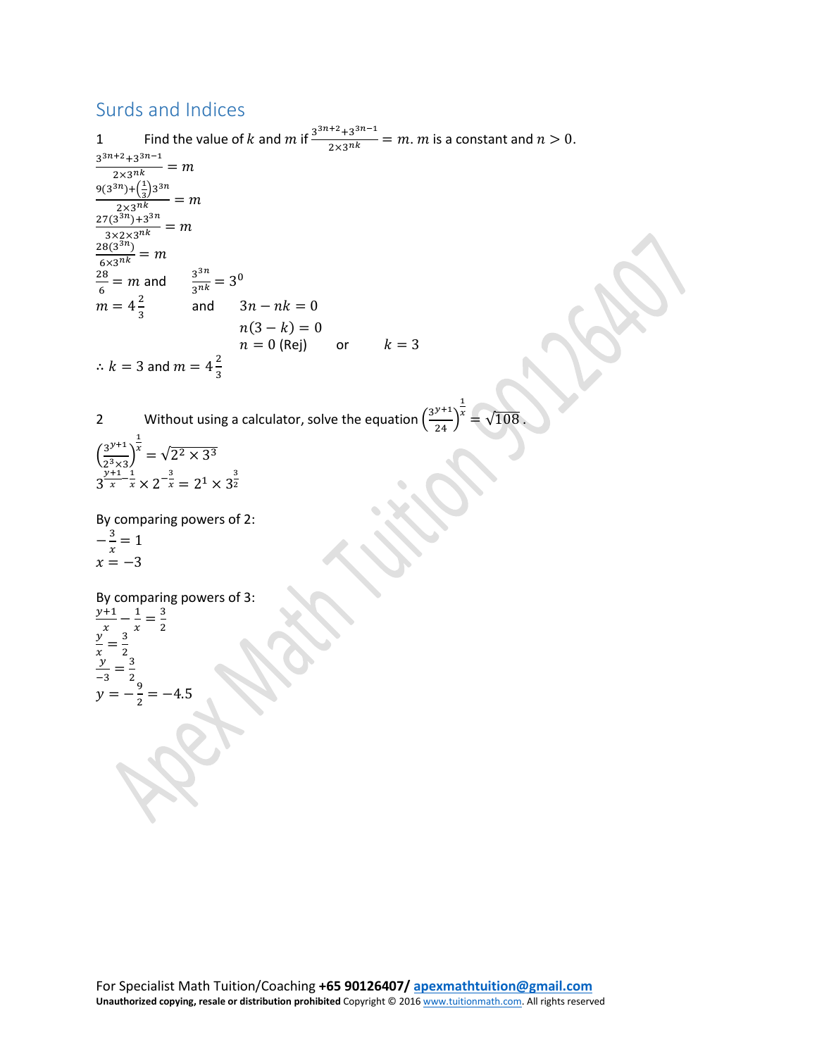## Surds and Indices

1 Find the value of $k$ and $m$ if $\frac{3^{3n+2}+3^{3n-1}}{2\times 3^{nk}} = m$. $m$ is a constant and $n > 0$.

$\frac{3^{3n+2}+3^{3n-1}}{2\times 3^{nk}} = m$

$\frac{9(3^{3n})+\left(\frac{1}{3}\right)3^{3n}}{2\times 3^{nk}} = m$

$\frac{27(3^{3n})+3^{3n}}{3\times 2\times 3^{nk}} = m$

$\frac{28(3^{3n})}{6\times 3^{nk}} = m$

$\frac{28}{6} = m$ and $\frac{3^{3n}}{3^{nk}} = 3^0$

$m = 4\frac{2}{3}$ and $3n - nk = 0$

$n(3-k) = 0$

$n = 0$ (Rej) or $k = 3$

$\therefore k = 3$ and $m = 4\frac{2}{3}$

2 Without using a calculator, solve the equation $\left(\frac{3^{y+1}}{24}\right)^{\frac{1}{x}} = \sqrt{108}$.

$\left(\frac{3^{y+1}}{2^3\times 3}\right)^{\frac{1}{x}} = \sqrt{2^2 \times 3^3}$

$3^{\frac{y+1}{x}-\frac{1}{x}} \times 2^{-\frac{3}{x}} = 2^1 \times 3^{\frac{3}{2}}$

By comparing powers of 2:

$-\frac{3}{x} = 1$

$x = -3$

By comparing powers of 3:

$\frac{y+1}{x} - \frac{1}{x} = \frac{3}{2}$

$\frac{y}{x} = \frac{3}{2}$

$\frac{y}{-3} = \frac{3}{2}$

$y = -\frac{9}{2} = -4.5$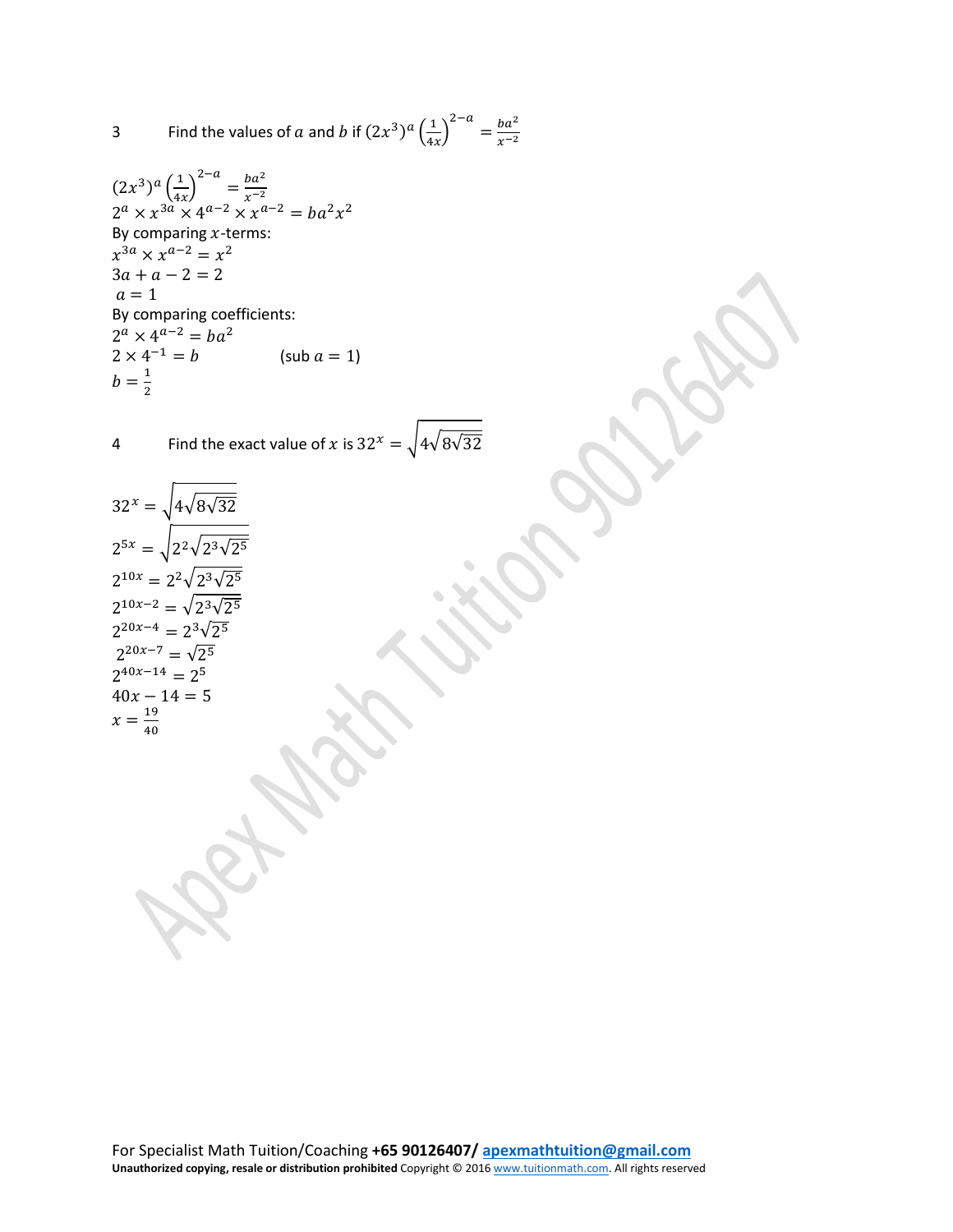3 Find the values of $a$ and $b$ if $(2x^3)^a \left(\frac{1}{4x}\right)^{2-a} = \frac{ba^2}{x^{-2}}$

$(2x^3)^a \left(\frac{1}{4x}\right)^{2-a} = \frac{ba^2}{x^{-2}}$

$2^a \times x^{3a} \times 4^{a-2} \times x^{a-2} = ba^2x^2$

By comparing $x$-terms:

$x^{3a} \times x^{a-2} = x^2$

$3a + a - 2 = 2$

$a = 1$

By comparing coefficients:

$2^a \times 4^{a-2} = ba^2$

$2 \times 4^{-1} = b$ (sub $a = 1$)

$b = \frac{1}{2}$

4 Find the exact value of $x$ is $32^x = \sqrt{4\sqrt{8\sqrt{32}}}$

$32^x = \sqrt{4\sqrt{8\sqrt{32}}}$

$2^{5x} = \sqrt{2^2\sqrt{2^3\sqrt{2^5}}}$

$2^{10x} = 2^2\sqrt{2^3\sqrt{2^5}}$

$2^{10x-2} = \sqrt{2^3\sqrt{2^5}}$

$2^{20x-4} = 2^3\sqrt{2^5}$

$2^{20x-7} = \sqrt{2^5}$

$2^{40x-14} = 2^5$

$40x - 14 = 5$

$x = \frac{19}{40}$

For Specialist Math Tuition/Coaching **+65 90126407/ apexmathtuition@gmail.com**

**Unauthorized copying, resale or distribution prohibited** Copyright © 2016 www.tuitionmath.com. All rights reserved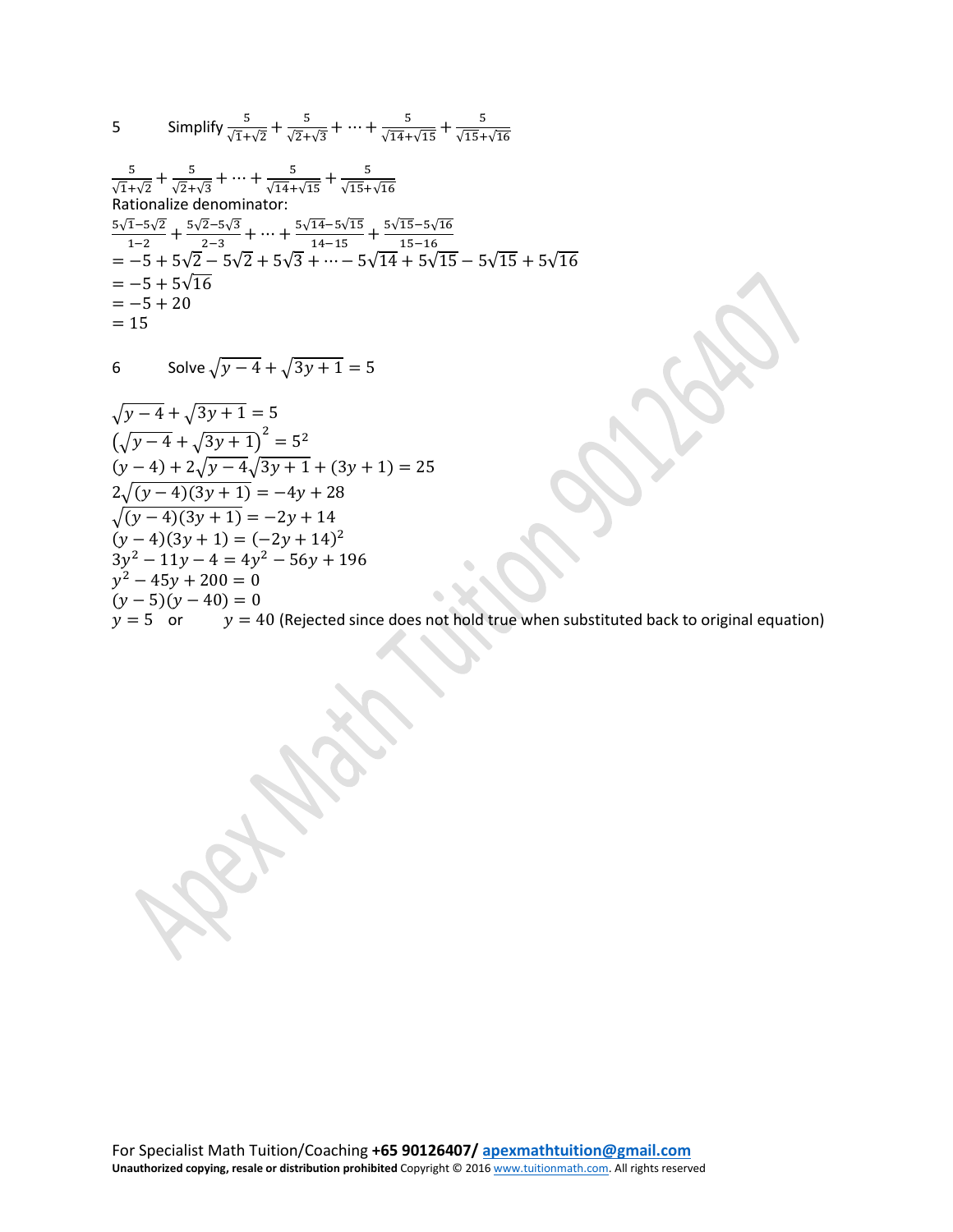5 Simplify $\frac{5}{\sqrt{1}+\sqrt{2}}+\frac{5}{\sqrt{2}+\sqrt{3}}+\cdots+\frac{5}{\sqrt{14}+\sqrt{15}}+\frac{5}{\sqrt{15}+\sqrt{16}}$

$\frac{5}{\sqrt{1}+\sqrt{2}}+\frac{5}{\sqrt{2}+\sqrt{3}}+\cdots+\frac{5}{\sqrt{14}+\sqrt{15}}+\frac{5}{\sqrt{15}+\sqrt{16}}$

Rationalize denominator:

$\frac{5\sqrt{1}-5\sqrt{2}}{1-2}+\frac{5\sqrt{2}-5\sqrt{3}}{2-3}+\cdots+\frac{5\sqrt{14}-5\sqrt{15}}{14-15}+\frac{5\sqrt{15}-5\sqrt{16}}{15-16}$

$=-5+5\sqrt{2}-5\sqrt{2}+5\sqrt{3}+\cdots-5\sqrt{14}+5\sqrt{15}-5\sqrt{15}+5\sqrt{16}$

$=-5+5\sqrt{16}$

$=-5+20$

$=15$

6 Solve $\sqrt{y-4}+\sqrt{3y+1}=5$

$\sqrt{y-4}+\sqrt{3y+1}=5$

$\left(\sqrt{y-4}+\sqrt{3y+1}\right)^2=5^2$

$(y-4)+2\sqrt{y-4}\sqrt{3y+1}+(3y+1)=25$

$2\sqrt{(y-4)(3y+1)}=-4y+28$

$\sqrt{(y-4)(3y+1)}=-2y+14$

$(y-4)(3y+1)=(-2y+14)^2$

$3y^2-11y-4=4y^2-56y+196$

$y^2-45y+200=0$

$(y-5)(y-40)=0$

$y=5$ or $y=40$ (Rejected since does not hold true when substituted back to original equation)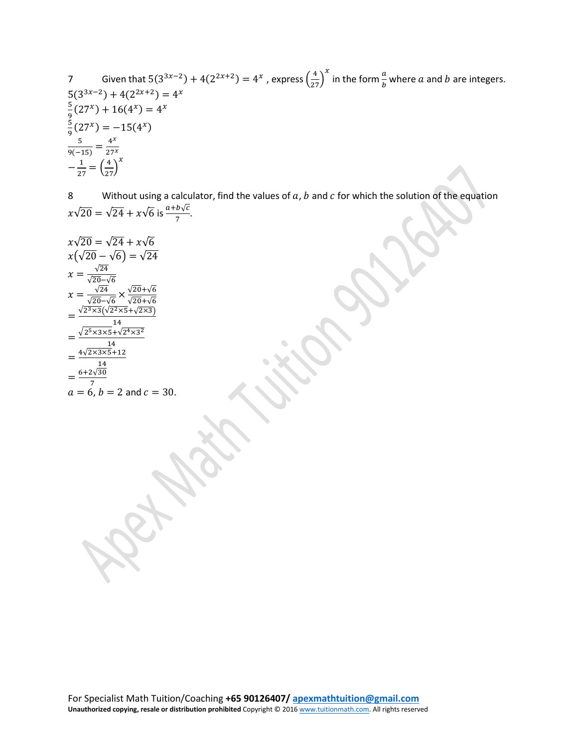7 Given that $5(3^{3x-2}) + 4(2^{2x+2}) = 4^x$ , express $\left(\frac{4}{27}\right)^x$ in the form $\frac{a}{b}$ where $a$ and $b$ are integers.

$5(3^{3x-2}) + 4(2^{2x+2}) = 4^x$

$\frac{5}{9}(27^x) + 16(4^x) = 4^x$

$\frac{5}{9}(27^x) = -15(4^x)$

$\frac{5}{9(-15)} = \frac{4^x}{27^x}$

$-\frac{1}{27} = \left(\frac{4}{27}\right)^x$

8 Without using a calculator, find the values of $a$, $b$ and $c$ for which the solution of the equation $x\sqrt{20} = \sqrt{24} + x\sqrt{6}$ is $\frac{a+b\sqrt{c}}{7}$.

$x\sqrt{20} = \sqrt{24} + x\sqrt{6}$

$x(\sqrt{20} - \sqrt{6}) = \sqrt{24}$

$x = \frac{\sqrt{24}}{\sqrt{20}-\sqrt{6}}$

$x = \frac{\sqrt{24}}{\sqrt{20}-\sqrt{6}} \times \frac{\sqrt{20}+\sqrt{6}}{\sqrt{20}+\sqrt{6}}$

$= \frac{\sqrt{2^3 \times 3}(\sqrt{2^2 \times 5} + \sqrt{2 \times 3})}{14}$

$= \frac{\sqrt{2^5 \times 3 \times 5} + \sqrt{2^4 \times 3^2}}{14}$

$= \frac{4\sqrt{2 \times 3 \times 5} + 12}{14}$

$= \frac{6+2\sqrt{30}}{7}$

$a = 6$, $b = 2$ and $c = 30$.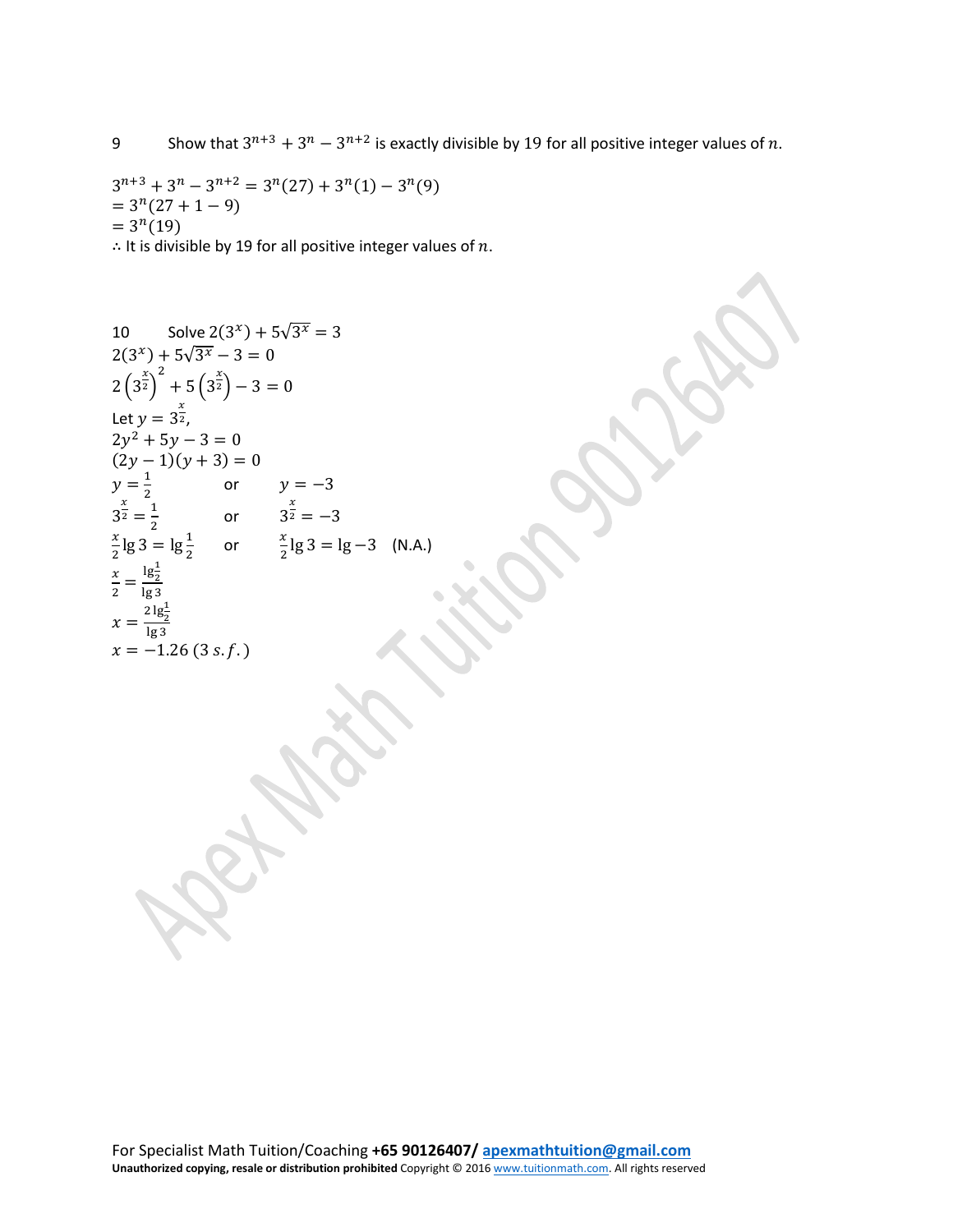9 Show that $3^{n+3} + 3^n - 3^{n+2}$ is exactly divisible by 19 for all positive integer values of $n$.

$3^{n+3} + 3^n - 3^{n+2} = 3^n(27) + 3^n(1) - 3^n(9)$
$= 3^n(27 + 1 - 9)$
$= 3^n(19)$
$\therefore$ It is divisible by 19 for all positive integer values of $n$.

10 Solve $2(3^x) + 5\sqrt{3^x} = 3$

$2(3^x) + 5\sqrt{3^x} - 3 = 0$

$2\left(3^{\frac{x}{2}}\right)^2 + 5\left(3^{\frac{x}{2}}\right) - 3 = 0$

Let $y = 3^{\frac{x}{2}}$,

$2y^2 + 5y - 3 = 0$

$(2y - 1)(y + 3) = 0$

$y = \frac{1}{2}$ or $y = -3$

$3^{\frac{x}{2}} = \frac{1}{2}$ or $3^{\frac{x}{2}} = -3$

$\frac{x}{2}\lg 3 = \lg\frac{1}{2}$ or $\frac{x}{2}\lg 3 = \lg -3$ (N.A.)

$\frac{x}{2} = \frac{\lg\frac{1}{2}}{\lg 3}$

$x = \frac{2\lg\frac{1}{2}}{\lg 3}$

$x = -1.26\ (3\ s.f.)$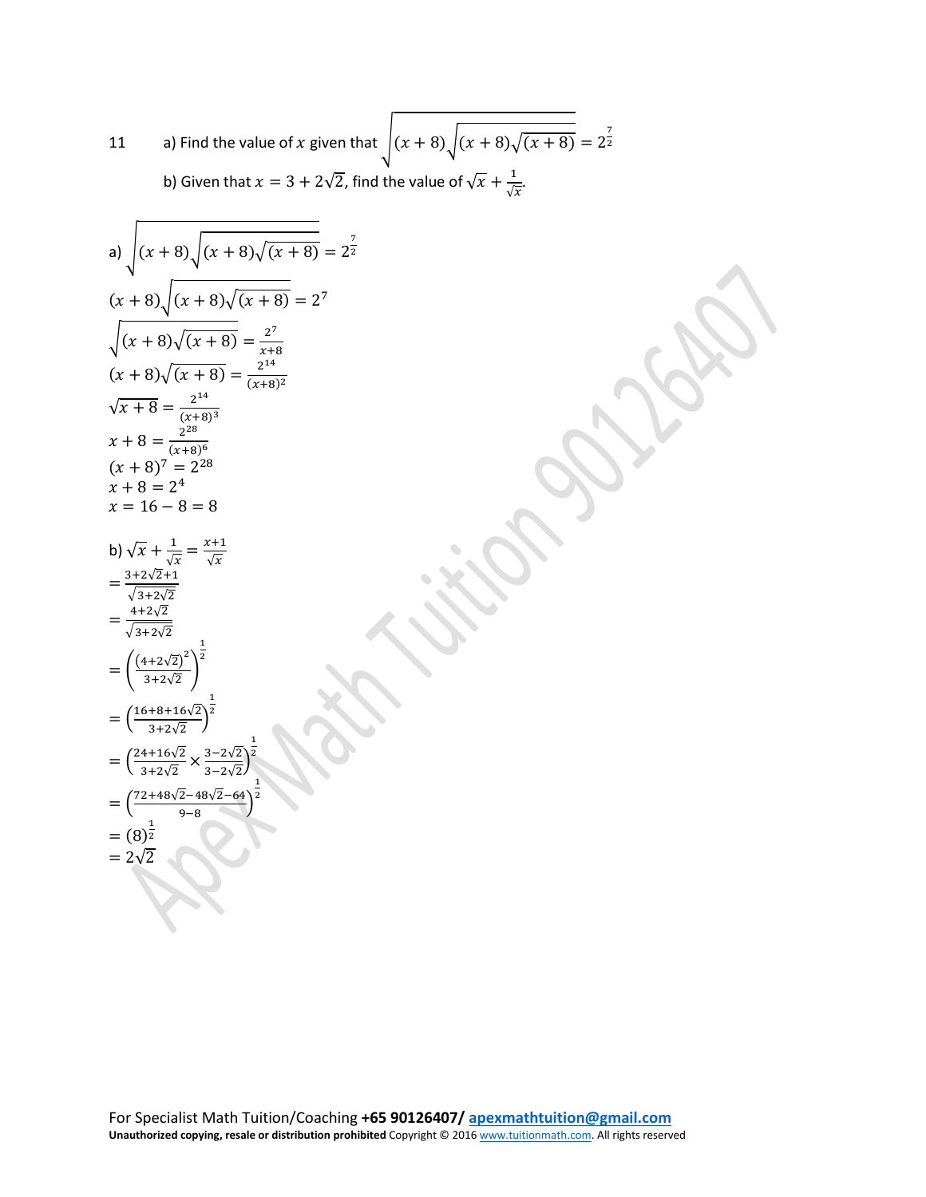11 a) Find the value of $x$ given that $\sqrt{(x+8)\sqrt{(x+8)\sqrt{(x+8)}}} = 2^{\frac{7}{2}}$

b) Given that $x = 3 + 2\sqrt{2}$, find the value of $\sqrt{x} + \frac{1}{\sqrt{x}}$.

a) $\sqrt{(x+8)\sqrt{(x+8)\sqrt{(x+8)}}} = 2^{\frac{7}{2}}$

$(x+8)\sqrt{(x+8)\sqrt{(x+8)}} = 2^7$

$\sqrt{(x+8)\sqrt{(x+8)}} = \frac{2^7}{x+8}$

$(x+8)\sqrt{(x+8)} = \frac{2^{14}}{(x+8)^2}$

$\sqrt{x+8} = \frac{2^{14}}{(x+8)^3}$

$x+8 = \frac{2^{28}}{(x+8)^6}$

$(x+8)^7 = 2^{28}$

$x+8 = 2^4$

$x = 16 - 8 = 8$

b) $\sqrt{x} + \frac{1}{\sqrt{x}} = \frac{x+1}{\sqrt{x}}$

$= \frac{3+2\sqrt{2}+1}{\sqrt{3+2\sqrt{2}}}$

$= \frac{4+2\sqrt{2}}{\sqrt{3+2\sqrt{2}}}$

$= \left(\frac{(4+2\sqrt{2})^2}{3+2\sqrt{2}}\right)^{\frac{1}{2}}$

$= \left(\frac{16+8+16\sqrt{2}}{3+2\sqrt{2}}\right)^{\frac{1}{2}}$

$= \left(\frac{24+16\sqrt{2}}{3+2\sqrt{2}} \times \frac{3-2\sqrt{2}}{3-2\sqrt{2}}\right)^{\frac{1}{2}}$

$= \left(\frac{72+48\sqrt{2}-48\sqrt{2}-64}{9-8}\right)^{\frac{1}{2}}$

$= (8)^{\frac{1}{2}}$

$= 2\sqrt{2}$